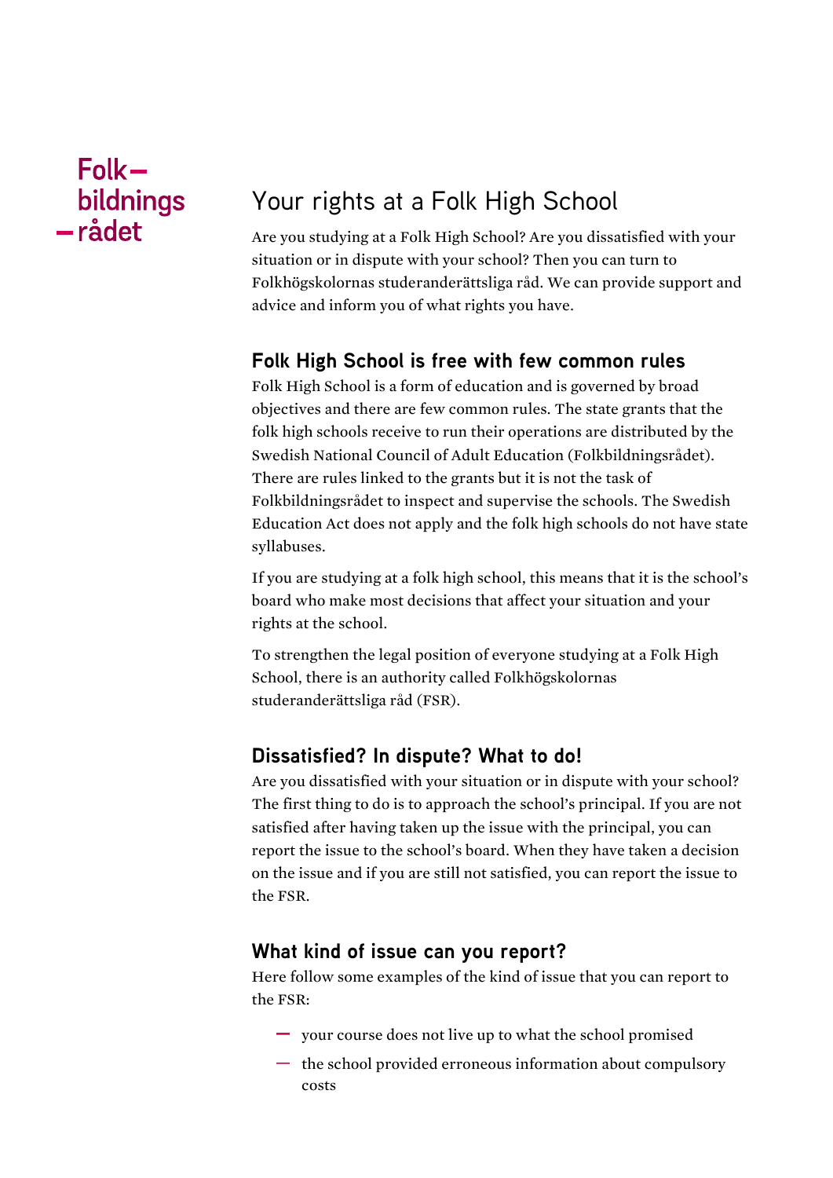Folk–
bildnings
–rådet

# Your rights at a Folk High School

Are you studying at a Folk High School? Are you dissatisfied with your situation or in dispute with your school? Then you can turn to Folkhögskolornas studeranderättsliga råd. We can provide support and advice and inform you of what rights you have.

## Folk High School is free with few common rules

Folk High School is a form of education and is governed by broad objectives and there are few common rules. The state grants that the folk high schools receive to run their operations are distributed by the Swedish National Council of Adult Education (Folkbildningsrådet). There are rules linked to the grants but it is not the task of Folkbildningsrådet to inspect and supervise the schools. The Swedish Education Act does not apply and the folk high schools do not have state syllabuses.

If you are studying at a folk high school, this means that it is the school's board who make most decisions that affect your situation and your rights at the school.

To strengthen the legal position of everyone studying at a Folk High School, there is an authority called Folkhögskolornas studeranderättsliga råd (FSR).

## Dissatisfied? In dispute? What to do!

Are you dissatisfied with your situation or in dispute with your school? The first thing to do is to approach the school's principal. If you are not satisfied after having taken up the issue with the principal, you can report the issue to the school's board. When they have taken a decision on the issue and if you are still not satisfied, you can report the issue to the FSR.

## What kind of issue can you report?

Here follow some examples of the kind of issue that you can report to the FSR:

- your course does not live up to what the school promised
- the school provided erroneous information about compulsory costs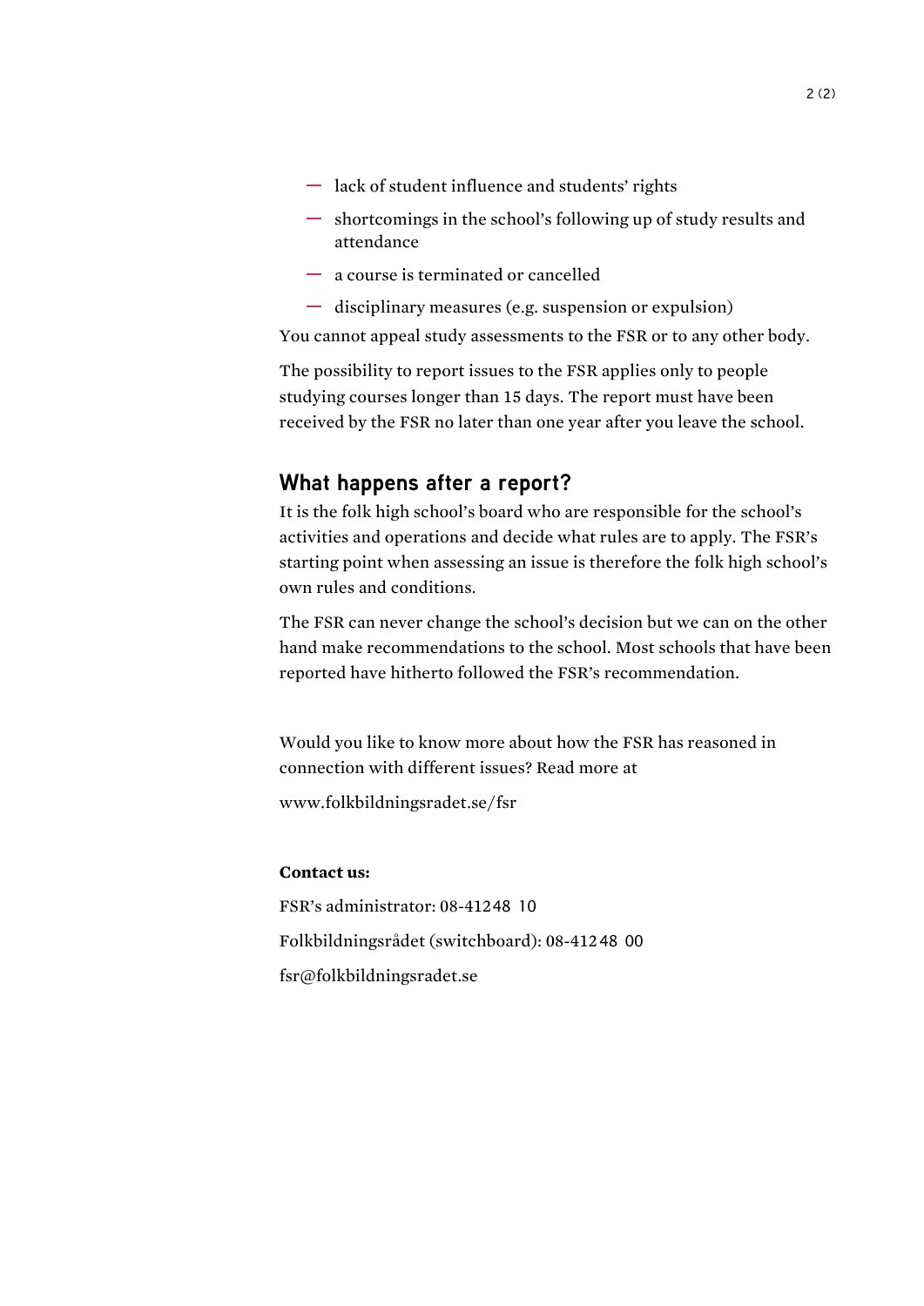- lack of student influence and students’ rights
- shortcomings in the school’s following up of study results and attendance
- a course is terminated or cancelled
- disciplinary measures (e.g. suspension or expulsion)

You cannot appeal study assessments to the FSR or to any other body.

The possibility to report issues to the FSR applies only to people studying courses longer than 15 days. The report must have been received by the FSR no later than one year after you leave the school.

## What happens after a report?

It is the folk high school’s board who are responsible for the school’s activities and operations and decide what rules are to apply. The FSR’s starting point when assessing an issue is therefore the folk high school’s own rules and conditions.

The FSR can never change the school’s decision but we can on the other hand make recommendations to the school. Most schools that have been reported have hitherto followed the FSR’s recommendation.

Would you like to know more about how the FSR has reasoned in connection with different issues? Read more at

www.folkbildningsradet.se/fsr

**Contact us:**

FSR’s administrator: 08-412 48 10

Folkbildningsrådet (switchboard): 08-412 48 00

fsr@folkbildningsradet.se